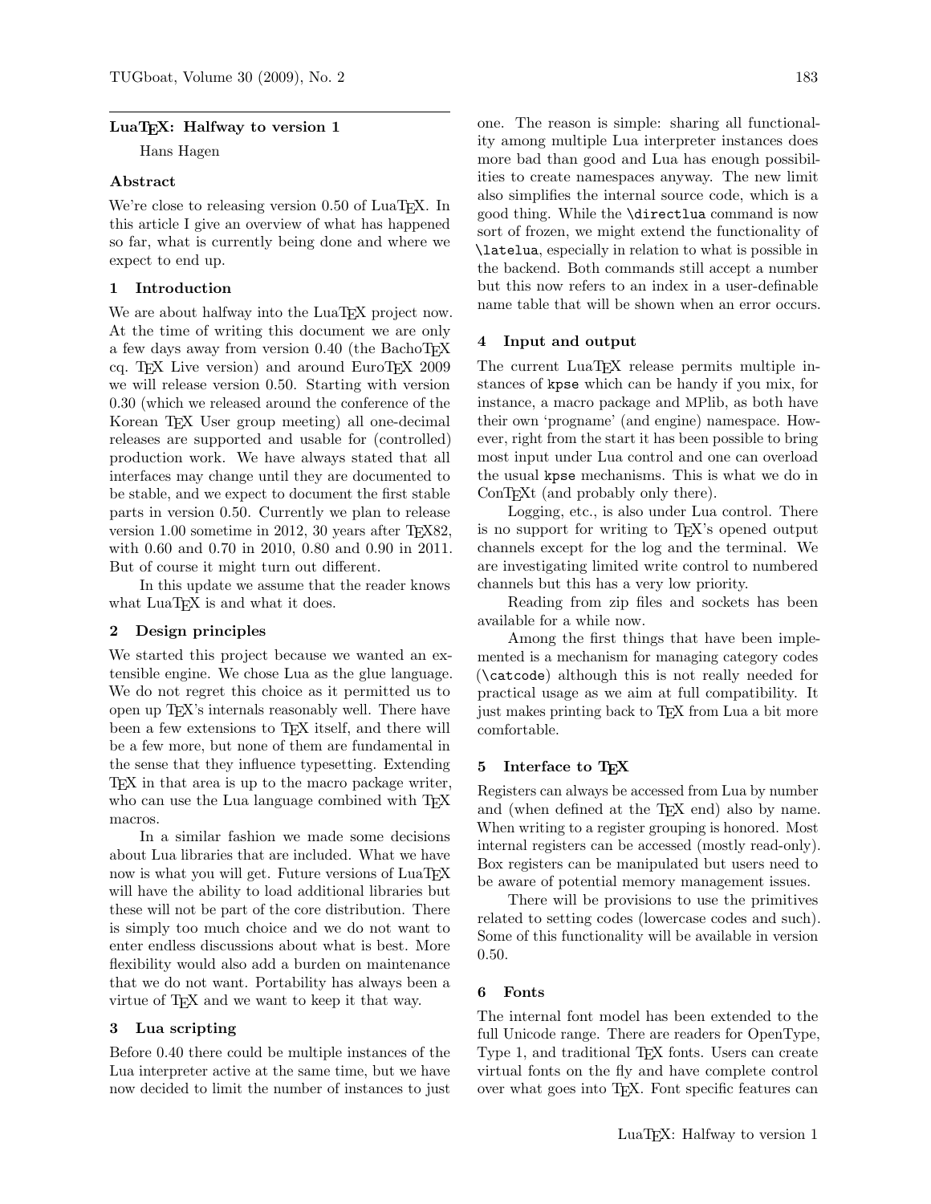# LuaTEX: Halfway to version 1

Hans Hagen

## Abstract

We're close to releasing version 0.50 of LuaTEX. In this article I give an overview of what has happened so far, what is currently being done and where we expect to end up.

## 1 Introduction

We are about halfway into the LuaTEX project now. At the time of writing this document we are only a few days away from version 0.40 (the BachoTEX cq. TEX Live version) and around EuroTEX 2009 we will release version 0.50. Starting with version 0.30 (which we released around the conference of the Korean TEX User group meeting) all one-decimal releases are supported and usable for (controlled) production work. We have always stated that all interfaces may change until they are documented to be stable, and we expect to document the first stable parts in version 0.50. Currently we plan to release version 1.00 sometime in 2012, 30 years after TEX82, with 0.60 and 0.70 in 2010, 0.80 and 0.90 in 2011. But of course it might turn out different.

In this update we assume that the reader knows what LuaTEX is and what it does.

## 2 Design principles

We started this project because we wanted an extensible engine. We chose Lua as the glue language. We do not regret this choice as it permitted us to open up TEX's internals reasonably well. There have been a few extensions to TEX itself, and there will be a few more, but none of them are fundamental in the sense that they influence typesetting. Extending TEX in that area is up to the macro package writer, who can use the Lua language combined with TEX macros.

In a similar fashion we made some decisions about Lua libraries that are included. What we have now is what you will get. Future versions of LuaTEX will have the ability to load additional libraries but these will not be part of the core distribution. There is simply too much choice and we do not want to enter endless discussions about what is best. More flexibility would also add a burden on maintenance that we do not want. Portability has always been a virtue of TEX and we want to keep it that way.

## 3 Lua scripting

Before 0.40 there could be multiple instances of the Lua interpreter active at the same time, but we have now decided to limit the number of instances to just one. The reason is simple: sharing all functionality among multiple Lua interpreter instances does more bad than good and Lua has enough possibilities to create namespaces anyway. The new limit also simplifies the internal source code, which is a good thing. While the `\directlua` command is now sort of frozen, we might extend the functionality of `\latelua`, especially in relation to what is possible in the backend. Both commands still accept a number but this now refers to an index in a user-definable name table that will be shown when an error occurs.

## 4 Input and output

The current LuaTEX release permits multiple instances of `kpse` which can be handy if you mix, for instance, a macro package and MPlib, as both have their own 'progname' (and engine) namespace. However, right from the start it has been possible to bring most input under Lua control and one can overload the usual `kpse` mechanisms. This is what we do in ConTEXt (and probably only there).

Logging, etc., is also under Lua control. There is no support for writing to TEX's opened output channels except for the log and the terminal. We are investigating limited write control to numbered channels but this has a very low priority.

Reading from zip files and sockets has been available for a while now.

Among the first things that have been implemented is a mechanism for managing category codes (`\catcode`) although this is not really needed for practical usage as we aim at full compatibility. It just makes printing back to TEX from Lua a bit more comfortable.

## 5 Interface to TEX

Registers can always be accessed from Lua by number and (when defined at the TEX end) also by name. When writing to a register grouping is honored. Most internal registers can be accessed (mostly read-only). Box registers can be manipulated but users need to be aware of potential memory management issues.

There will be provisions to use the primitives related to setting codes (lowercase codes and such). Some of this functionality will be available in version 0.50.

## 6 Fonts

The internal font model has been extended to the full Unicode range. There are readers for OpenType, Type 1, and traditional TEX fonts. Users can create virtual fonts on the fly and have complete control over what goes into TEX. Font specific features can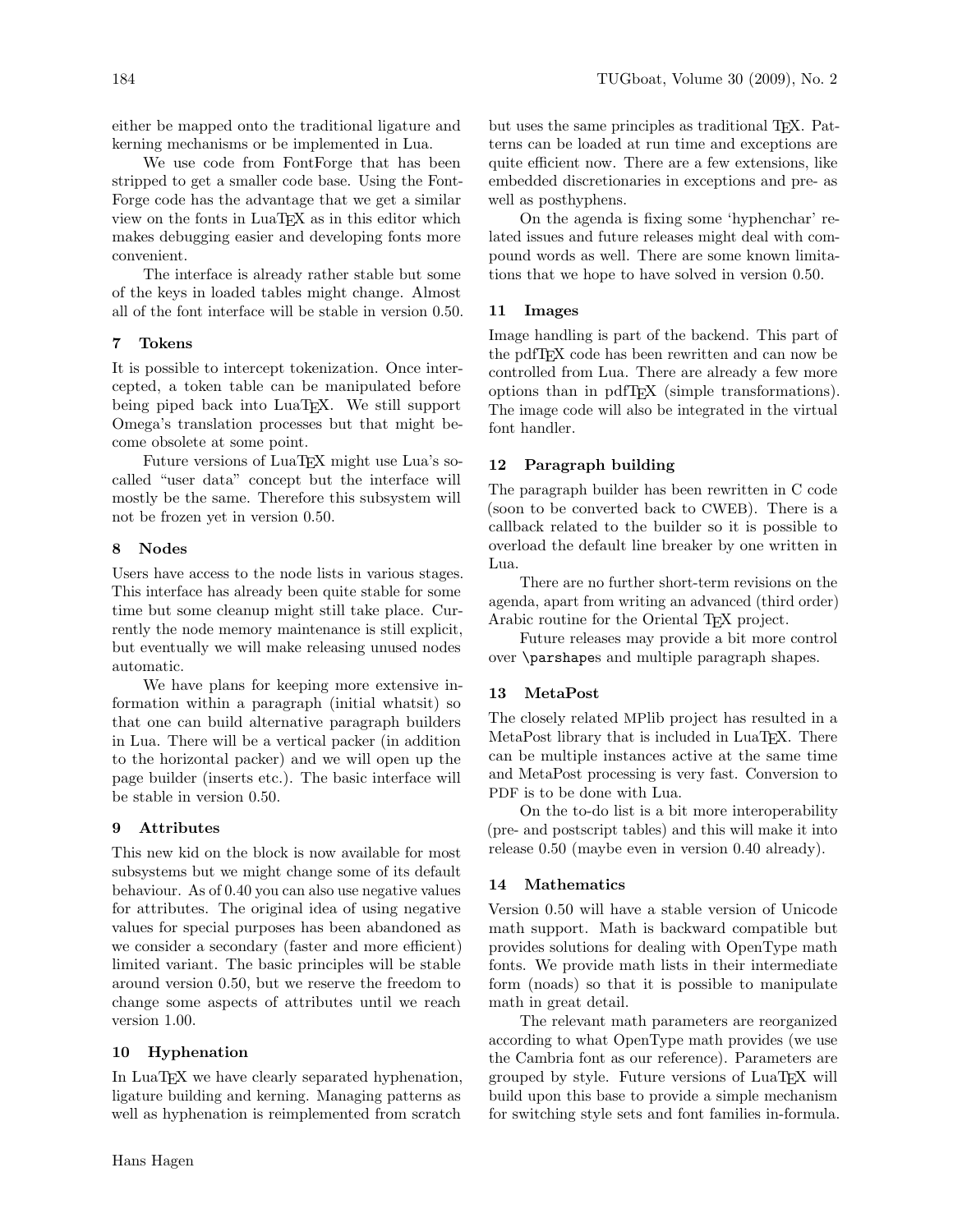either be mapped onto the traditional ligature and kerning mechanisms or be implemented in Lua.

We use code from FontForge that has been stripped to get a smaller code base. Using the FontForge code has the advantage that we get a similar view on the fonts in LuaTeX as in this editor which makes debugging easier and developing fonts more convenient.

The interface is already rather stable but some of the keys in loaded tables might change. Almost all of the font interface will be stable in version 0.50.

## 7 Tokens

It is possible to intercept tokenization. Once intercepted, a token table can be manipulated before being piped back into LuaTeX. We still support Omega's translation processes but that might become obsolete at some point.

Future versions of LuaTeX might use Lua's so-called "user data" concept but the interface will mostly be the same. Therefore this subsystem will not be frozen yet in version 0.50.

## 8 Nodes

Users have access to the node lists in various stages. This interface has already been quite stable for some time but some cleanup might still take place. Currently the node memory maintenance is still explicit, but eventually we will make releasing unused nodes automatic.

We have plans for keeping more extensive information within a paragraph (initial whatsit) so that one can build alternative paragraph builders in Lua. There will be a vertical packer (in addition to the horizontal packer) and we will open up the page builder (inserts etc.). The basic interface will be stable in version 0.50.

## 9 Attributes

This new kid on the block is now available for most subsystems but we might change some of its default behaviour. As of 0.40 you can also use negative values for attributes. The original idea of using negative values for special purposes has been abandoned as we consider a secondary (faster and more efficient) limited variant. The basic principles will be stable around version 0.50, but we reserve the freedom to change some aspects of attributes until we reach version 1.00.

## 10 Hyphenation

In LuaTeX we have clearly separated hyphenation, ligature building and kerning. Managing patterns as well as hyphenation is reimplemented from scratch but uses the same principles as traditional TeX. Patterns can be loaded at run time and exceptions are quite efficient now. There are a few extensions, like embedded discretionaries in exceptions and pre- as well as posthyphens.

On the agenda is fixing some 'hyphenchar' related issues and future releases might deal with compound words as well. There are some known limitations that we hope to have solved in version 0.50.

## 11 Images

Image handling is part of the backend. This part of the pdfTeX code has been rewritten and can now be controlled from Lua. There are already a few more options than in pdfTeX (simple transformations). The image code will also be integrated in the virtual font handler.

## 12 Paragraph building

The paragraph builder has been rewritten in C code (soon to be converted back to CWEB). There is a callback related to the builder so it is possible to overload the default line breaker by one written in Lua.

There are no further short-term revisions on the agenda, apart from writing an advanced (third order) Arabic routine for the Oriental TeX project.

Future releases may provide a bit more control over `\parshape`s and multiple paragraph shapes.

## 13 MetaPost

The closely related MPlib project has resulted in a MetaPost library that is included in LuaTeX. There can be multiple instances active at the same time and MetaPost processing is very fast. Conversion to PDF is to be done with Lua.

On the to-do list is a bit more interoperability (pre- and postscript tables) and this will make it into release 0.50 (maybe even in version 0.40 already).

## 14 Mathematics

Version 0.50 will have a stable version of Unicode math support. Math is backward compatible but provides solutions for dealing with OpenType math fonts. We provide math lists in their intermediate form (noads) so that it is possible to manipulate math in great detail.

The relevant math parameters are reorganized according to what OpenType math provides (we use the Cambria font as our reference). Parameters are grouped by style. Future versions of LuaTeX will build upon this base to provide a simple mechanism for switching style sets and font families in-formula.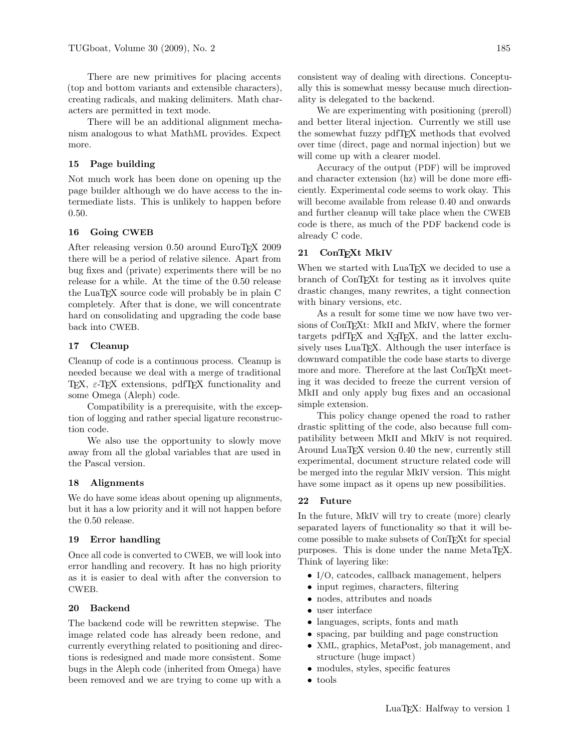There are new primitives for placing accents (top and bottom variants and extensible characters), creating radicals, and making delimiters. Math characters are permitted in text mode.

There will be an additional alignment mechanism analogous to what MathML provides. Expect more.

## 15 Page building

Not much work has been done on opening up the page builder although we do have access to the intermediate lists. This is unlikely to happen before 0.50.

## 16 Going CWEB

After releasing version 0.50 around EuroTEX 2009 there will be a period of relative silence. Apart from bug fixes and (private) experiments there will be no release for a while. At the time of the 0.50 release the LuaTEX source code will probably be in plain C completely. After that is done, we will concentrate hard on consolidating and upgrading the code base back into CWEB.

## 17 Cleanup

Cleanup of code is a continuous process. Cleanup is needed because we deal with a merge of traditional TEX, ε-TEX extensions, pdfTEX functionality and some Omega (Aleph) code.

Compatibility is a prerequisite, with the exception of logging and rather special ligature reconstruction code.

We also use the opportunity to slowly move away from all the global variables that are used in the Pascal version.

## 18 Alignments

We do have some ideas about opening up alignments, but it has a low priority and it will not happen before the 0.50 release.

## 19 Error handling

Once all code is converted to CWEB, we will look into error handling and recovery. It has no high priority as it is easier to deal with after the conversion to CWEB.

## 20 Backend

The backend code will be rewritten stepwise. The image related code has already been redone, and currently everything related to positioning and directions is redesigned and made more consistent. Some bugs in the Aleph code (inherited from Omega) have been removed and we are trying to come up with a consistent way of dealing with directions. Conceptually this is somewhat messy because much directionality is delegated to the backend.

We are experimenting with positioning (preroll) and better literal injection. Currently we still use the somewhat fuzzy pdfTEX methods that evolved over time (direct, page and normal injection) but we will come up with a clearer model.

Accuracy of the output (PDF) will be improved and character extension (hz) will be done more efficiently. Experimental code seems to work okay. This will become available from release 0.40 and onwards and further cleanup will take place when the CWEB code is there, as much of the PDF backend code is already C code.

## 21 ConTEXt MkIV

When we started with LuaTEX we decided to use a branch of ConTEXt for testing as it involves quite drastic changes, many rewrites, a tight connection with binary versions, etc.

As a result for some time we now have two versions of ConTEXt: MkII and MkIV, where the former targets pdfTEX and XeTEX, and the latter exclusively uses LuaTEX. Although the user interface is downward compatible the code base starts to diverge more and more. Therefore at the last ConTEXt meeting it was decided to freeze the current version of MkII and only apply bug fixes and an occasional simple extension.

This policy change opened the road to rather drastic splitting of the code, also because full compatibility between MkII and MkIV is not required. Around LuaTEX version 0.40 the new, currently still experimental, document structure related code will be merged into the regular MkIV version. This might have some impact as it opens up new possibilities.

## 22 Future

In the future, MkIV will try to create (more) clearly separated layers of functionality so that it will become possible to make subsets of ConTEXt for special purposes. This is done under the name MetaTEX. Think of layering like:

- I/O, catcodes, callback management, helpers
- input regimes, characters, filtering
- nodes, attributes and noads
- user interface
- languages, scripts, fonts and math
- spacing, par building and page construction
- XML, graphics, MetaPost, job management, and structure (huge impact)
- modules, styles, specific features
- tools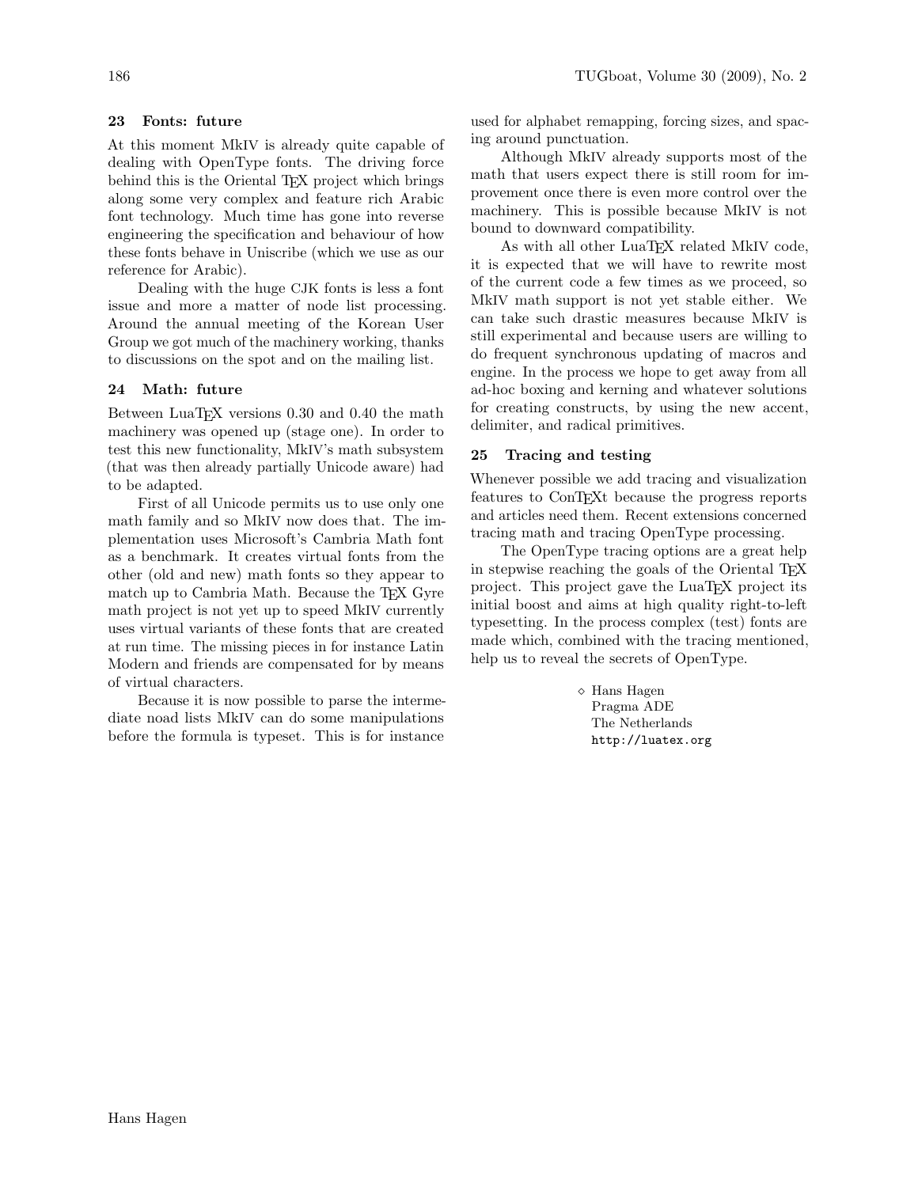## 23 Fonts: future

At this moment MkIV is already quite capable of dealing with OpenType fonts. The driving force behind this is the Oriental TeX project which brings along some very complex and feature rich Arabic font technology. Much time has gone into reverse engineering the specification and behaviour of how these fonts behave in Uniscribe (which we use as our reference for Arabic).

Dealing with the huge CJK fonts is less a font issue and more a matter of node list processing. Around the annual meeting of the Korean User Group we got much of the machinery working, thanks to discussions on the spot and on the mailing list.

## 24 Math: future

Between LuaTeX versions 0.30 and 0.40 the math machinery was opened up (stage one). In order to test this new functionality, MkIV's math subsystem (that was then already partially Unicode aware) had to be adapted.

First of all Unicode permits us to use only one math family and so MkIV now does that. The implementation uses Microsoft's Cambria Math font as a benchmark. It creates virtual fonts from the other (old and new) math fonts so they appear to match up to Cambria Math. Because the TeX Gyre math project is not yet up to speed MkIV currently uses virtual variants of these fonts that are created at run time. The missing pieces in for instance Latin Modern and friends are compensated for by means of virtual characters.

Because it is now possible to parse the intermediate noad lists MkIV can do some manipulations before the formula is typeset. This is for instance used for alphabet remapping, forcing sizes, and spacing around punctuation.

Although MkIV already supports most of the math that users expect there is still room for improvement once there is even more control over the machinery. This is possible because MkIV is not bound to downward compatibility.

As with all other LuaTeX related MkIV code, it is expected that we will have to rewrite most of the current code a few times as we proceed, so MkIV math support is not yet stable either. We can take such drastic measures because MkIV is still experimental and because users are willing to do frequent synchronous updating of macros and engine. In the process we hope to get away from all ad-hoc boxing and kerning and whatever solutions for creating constructs, by using the new accent, delimiter, and radical primitives.

## 25 Tracing and testing

Whenever possible we add tracing and visualization features to ConTeXt because the progress reports and articles need them. Recent extensions concerned tracing math and tracing OpenType processing.

The OpenType tracing options are a great help in stepwise reaching the goals of the Oriental TeX project. This project gave the LuaTeX project its initial boost and aims at high quality right-to-left typesetting. In the process complex (test) fonts are made which, combined with the tracing mentioned, help us to reveal the secrets of OpenType.

◇ Hans Hagen
Pragma ADE
The Netherlands
http://luatex.org